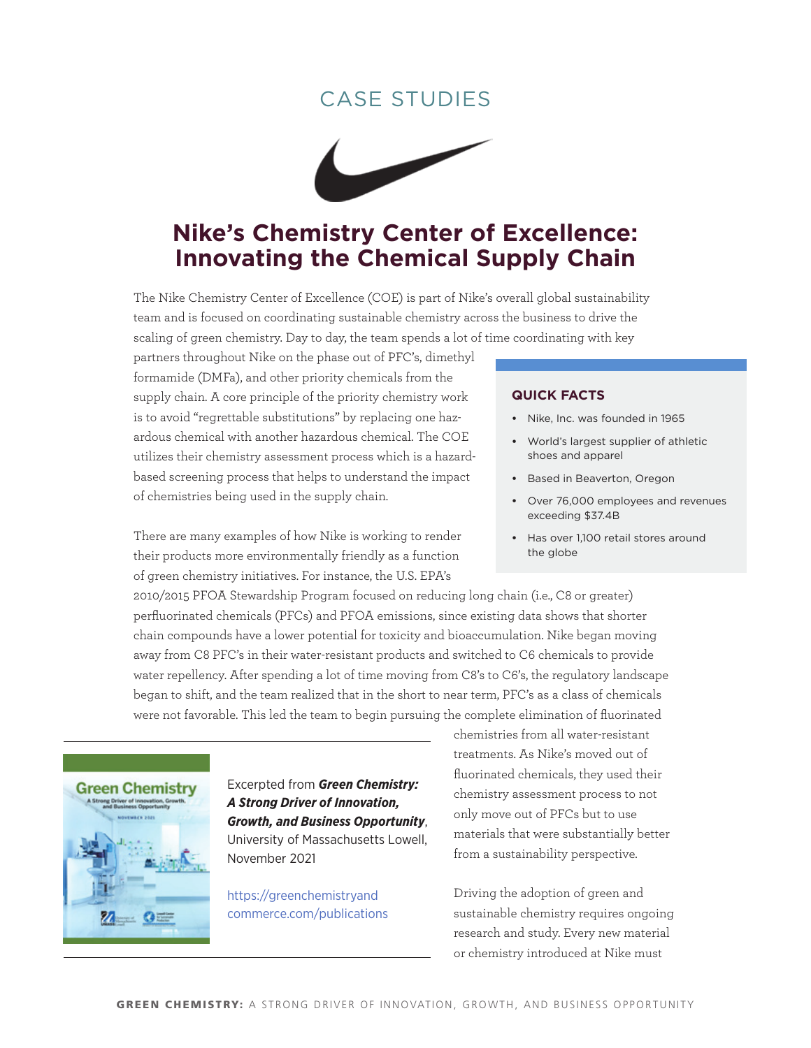CASE STUDIES

# Nike's Chemistry Center of Excellence: Innovating the Chemical Supply Chain

The Nike Chemistry Center of Excellence (COE) is part of Nike's overall global sustainability team and is focused on coordinating sustainable chemistry across the business to drive the scaling of green chemistry. Day to day, the team spends a lot of time coordinating with key partners throughout Nike on the phase out of PFC's, dimethyl formamide (DMFa), and other priority chemicals from the supply chain. A core principle of the priority chemistry work is to avoid "regrettable substitutions" by replacing one hazardous chemical with another hazardous chemical. The COE utilizes their chemistry assessment process which is a hazard-based screening process that helps to understand the impact of chemistries being used in the supply chain.

### QUICK FACTS

- Nike, Inc. was founded in 1965
- World's largest supplier of athletic shoes and apparel
- Based in Beaverton, Oregon
- Over 76,000 employees and revenues exceeding $37.4B
- Has over 1,100 retail stores around the globe

There are many examples of how Nike is working to render their products more environmentally friendly as a function of green chemistry initiatives. For instance, the U.S. EPA's 2010/2015 PFOA Stewardship Program focused on reducing long chain (i.e., C8 or greater) perfluorinated chemicals (PFCs) and PFOA emissions, since existing data shows that shorter chain compounds have a lower potential for toxicity and bioaccumulation. Nike began moving away from C8 PFC's in their water-resistant products and switched to C6 chemicals to provide water repellency. After spending a lot of time moving from C8's to C6's, the regulatory landscape began to shift, and the team realized that in the short to near term, PFC's as a class of chemicals were not favorable. This led the team to begin pursuing the complete elimination of fluorinated chemistries from all water-resistant treatments. As Nike's moved out of fluorinated chemicals, they used their chemistry assessment process to not only move out of PFCs but to use materials that were substantially better from a sustainability perspective.

Excerpted from ***Green Chemistry: A Strong Driver of Innovation, Growth, and Business Opportunity***, University of Massachusetts Lowell, November 2021

https://greenchemistryandcommerce.com/publications

Driving the adoption of green and sustainable chemistry requires ongoing research and study. Every new material or chemistry introduced at Nike must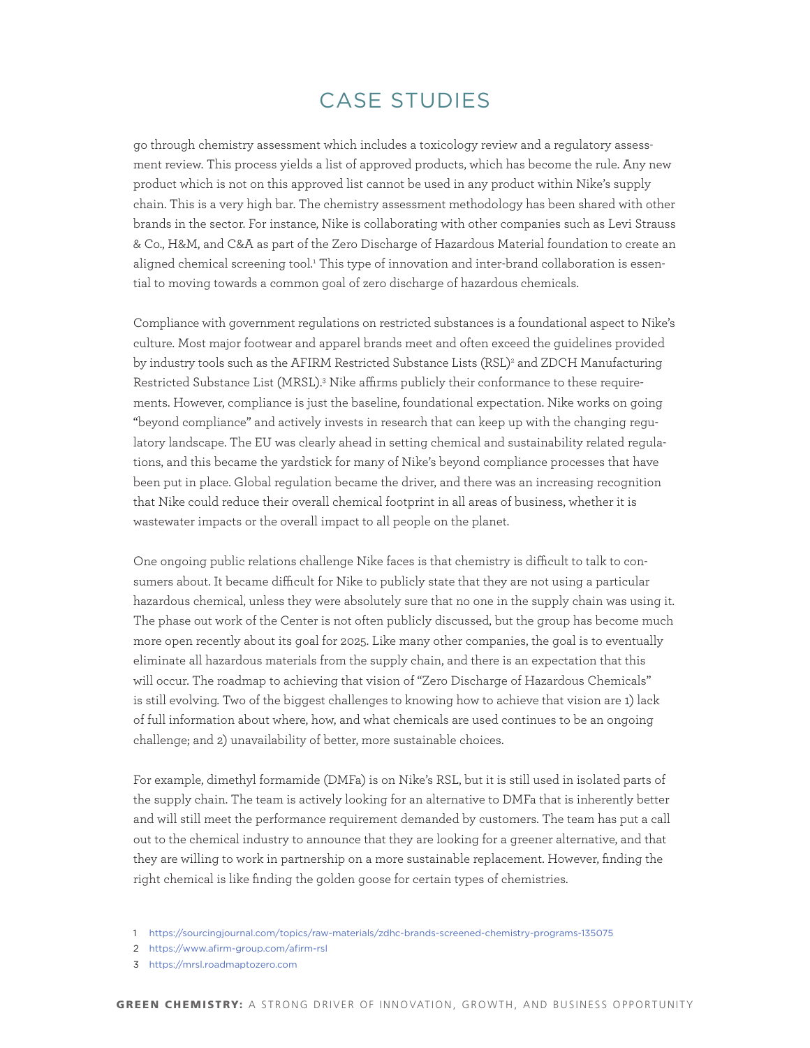# CASE STUDIES

go through chemistry assessment which includes a toxicology review and a regulatory assessment review. This process yields a list of approved products, which has become the rule. Any new product which is not on this approved list cannot be used in any product within Nike's supply chain. This is a very high bar. The chemistry assessment methodology has been shared with other brands in the sector. For instance, Nike is collaborating with other companies such as Levi Strauss & Co., H&M, and C&A as part of the Zero Discharge of Hazardous Material foundation to create an aligned chemical screening tool.[1] This type of innovation and inter-brand collaboration is essential to moving towards a common goal of zero discharge of hazardous chemicals.

Compliance with government regulations on restricted substances is a foundational aspect to Nike's culture. Most major footwear and apparel brands meet and often exceed the guidelines provided by industry tools such as the AFIRM Restricted Substance Lists (RSL)[2] and ZDCH Manufacturing Restricted Substance List (MRSL).[3] Nike affirms publicly their conformance to these requirements. However, compliance is just the baseline, foundational expectation. Nike works on going "beyond compliance" and actively invests in research that can keep up with the changing regulatory landscape. The EU was clearly ahead in setting chemical and sustainability related regulations, and this became the yardstick for many of Nike's beyond compliance processes that have been put in place. Global regulation became the driver, and there was an increasing recognition that Nike could reduce their overall chemical footprint in all areas of business, whether it is wastewater impacts or the overall impact to all people on the planet.

One ongoing public relations challenge Nike faces is that chemistry is difficult to talk to consumers about. It became difficult for Nike to publicly state that they are not using a particular hazardous chemical, unless they were absolutely sure that no one in the supply chain was using it. The phase out work of the Center is not often publicly discussed, but the group has become much more open recently about its goal for 2025. Like many other companies, the goal is to eventually eliminate all hazardous materials from the supply chain, and there is an expectation that this will occur. The roadmap to achieving that vision of "Zero Discharge of Hazardous Chemicals" is still evolving. Two of the biggest challenges to knowing how to achieve that vision are 1) lack of full information about where, how, and what chemicals are used continues to be an ongoing challenge; and 2) unavailability of better, more sustainable choices.

For example, dimethyl formamide (DMFa) is on Nike's RSL, but it is still used in isolated parts of the supply chain. The team is actively looking for an alternative to DMFa that is inherently better and will still meet the performance requirement demanded by customers. The team has put a call out to the chemical industry to announce that they are looking for a greener alternative, and that they are willing to work in partnership on a more sustainable replacement. However, finding the right chemical is like finding the golden goose for certain types of chemistries.

1 https://sourcingjournal.com/topics/raw-materials/zdhc-brands-screened-chemistry-programs-135075

2 https://www.afirm-group.com/afirm-rsl

3 https://mrsl.roadmaptozero.com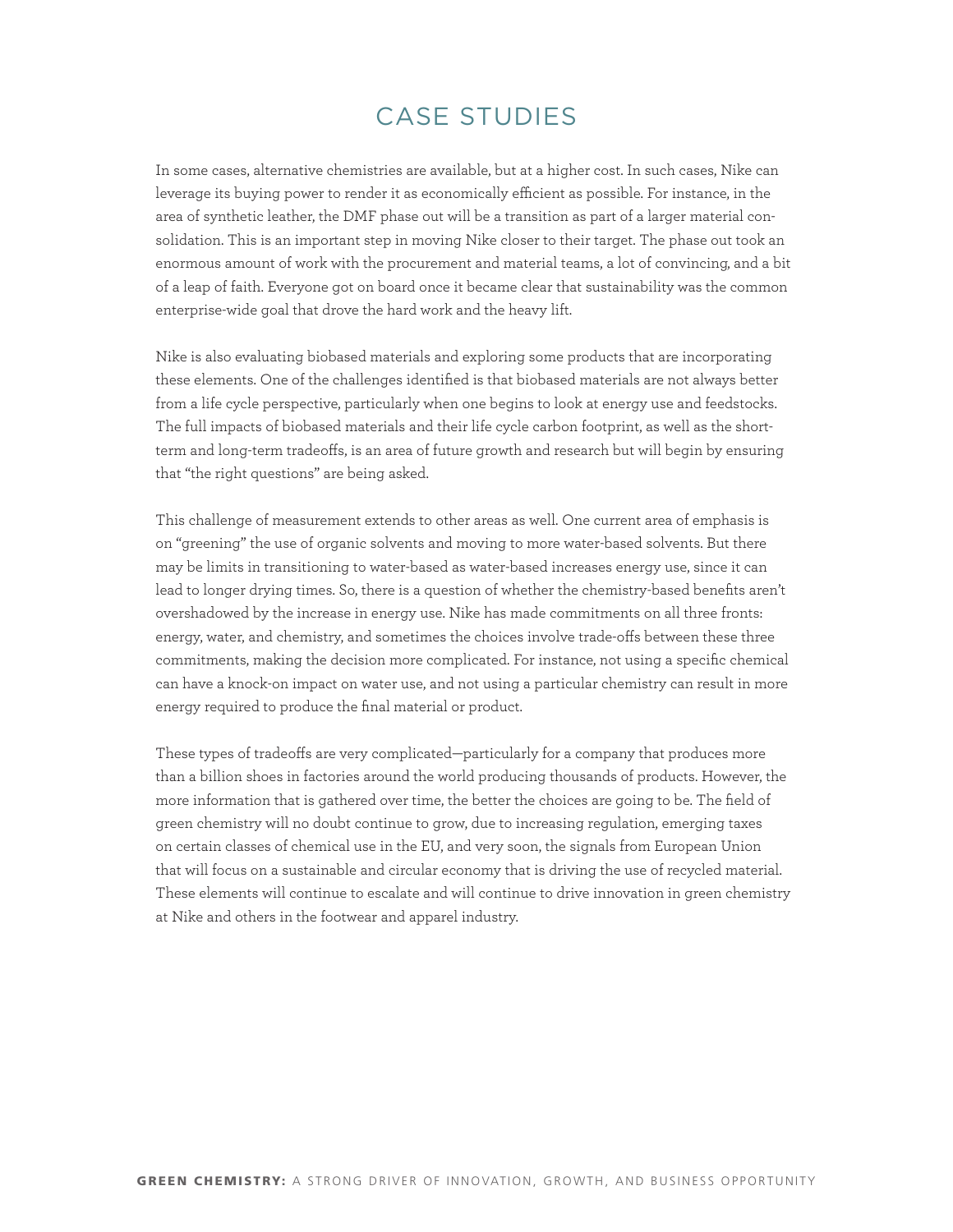# CASE STUDIES

In some cases, alternative chemistries are available, but at a higher cost. In such cases, Nike can leverage its buying power to render it as economically efficient as possible. For instance, in the area of synthetic leather, the DMF phase out will be a transition as part of a larger material consolidation. This is an important step in moving Nike closer to their target. The phase out took an enormous amount of work with the procurement and material teams, a lot of convincing, and a bit of a leap of faith. Everyone got on board once it became clear that sustainability was the common enterprise-wide goal that drove the hard work and the heavy lift.

Nike is also evaluating biobased materials and exploring some products that are incorporating these elements. One of the challenges identified is that biobased materials are not always better from a life cycle perspective, particularly when one begins to look at energy use and feedstocks. The full impacts of biobased materials and their life cycle carbon footprint, as well as the short-term and long-term tradeoffs, is an area of future growth and research but will begin by ensuring that "the right questions" are being asked.

This challenge of measurement extends to other areas as well. One current area of emphasis is on "greening" the use of organic solvents and moving to more water-based solvents. But there may be limits in transitioning to water-based as water-based increases energy use, since it can lead to longer drying times. So, there is a question of whether the chemistry-based benefits aren't overshadowed by the increase in energy use. Nike has made commitments on all three fronts: energy, water, and chemistry, and sometimes the choices involve trade-offs between these three commitments, making the decision more complicated. For instance, not using a specific chemical can have a knock-on impact on water use, and not using a particular chemistry can result in more energy required to produce the final material or product.

These types of tradeoffs are very complicated—particularly for a company that produces more than a billion shoes in factories around the world producing thousands of products. However, the more information that is gathered over time, the better the choices are going to be. The field of green chemistry will no doubt continue to grow, due to increasing regulation, emerging taxes on certain classes of chemical use in the EU, and very soon, the signals from European Union that will focus on a sustainable and circular economy that is driving the use of recycled material. These elements will continue to escalate and will continue to drive innovation in green chemistry at Nike and others in the footwear and apparel industry.